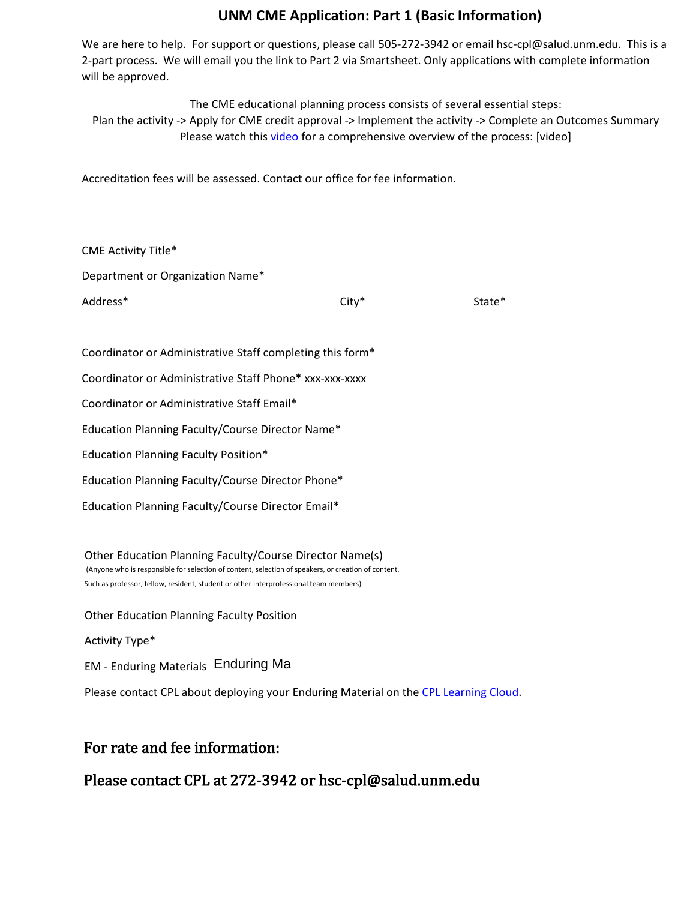# UNM CME Application: Part 1 (Basic Information)

We are here to help. For support or questions, please call 505-272-3942 or email hsc-cpl@salud.unm.edu. This is a 2-part process. We will email you the link to Part 2 via Smartsheet. Only applications with complete information will be approved.

The CME educational planning process consists of several essential steps:
Plan the activity -> Apply for CME credit approval -> Implement the activity -> Complete an Outcomes Summary
Please watch this video for a comprehensive overview of the process: [video]

Accreditation fees will be assessed. Contact our office for fee information.

CME Activity Title*

Department or Organization Name*

Address* City* State*

Coordinator or Administrative Staff completing this form*

Coordinator or Administrative Staff Phone* xxx-xxx-xxxx

Coordinator or Administrative Staff Email*

Education Planning Faculty/Course Director Name*

Education Planning Faculty Position*

Education Planning Faculty/Course Director Phone*

Education Planning Faculty/Course Director Email*

Other Education Planning Faculty/Course Director Name(s)
(Anyone who is responsible for selection of content, selection of speakers, or creation of content. Such as professor, fellow, resident, student or other interprofessional team members)

Other Education Planning Faculty Position

Activity Type*

EM - Enduring Materials Enduring Ma

Please contact CPL about deploying your Enduring Material on the CPL Learning Cloud.

## For rate and fee information:

## Please contact CPL at 272-3942 or hsc-cpl@salud.unm.edu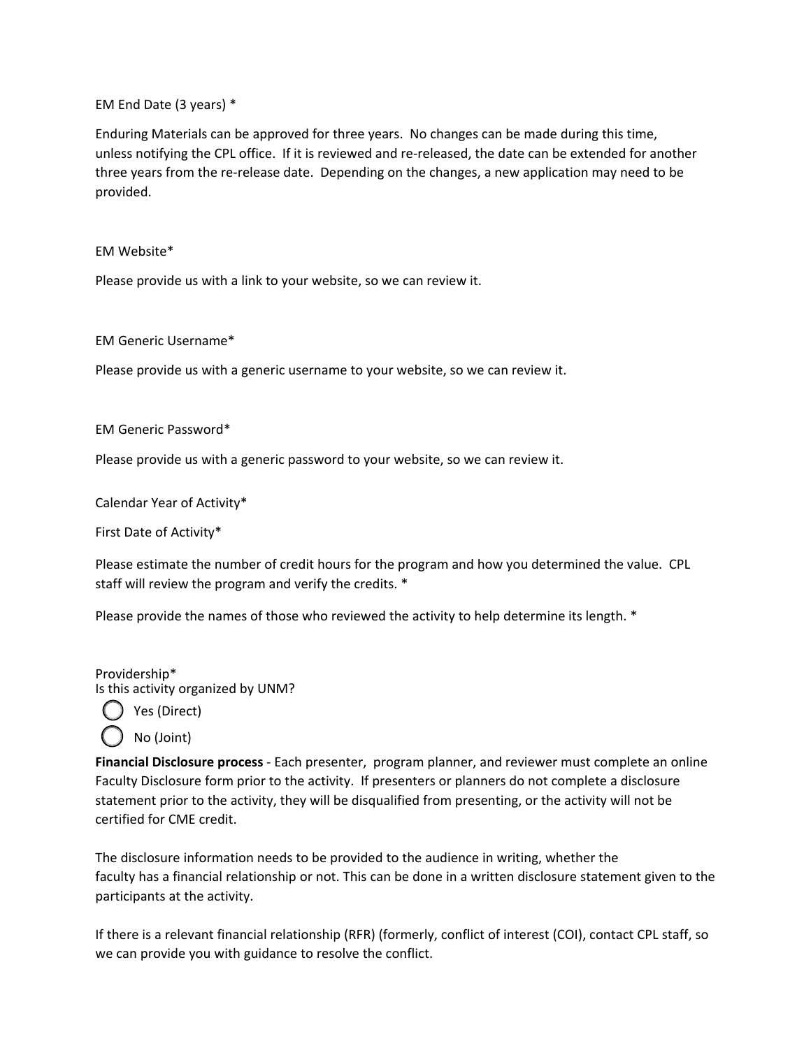EM End Date (3 years) *

Enduring Materials can be approved for three years. No changes can be made during this time, unless notifying the CPL office. If it is reviewed and re-released, the date can be extended for another three years from the re-release date. Depending on the changes, a new application may need to be provided.

EM Website*

Please provide us with a link to your website, so we can review it.

EM Generic Username*

Please provide us with a generic username to your website, so we can review it.

EM Generic Password*

Please provide us with a generic password to your website, so we can review it.

Calendar Year of Activity*

First Date of Activity*

Please estimate the number of credit hours for the program and how you determined the value. CPL staff will review the program and verify the credits. *

Please provide the names of those who reviewed the activity to help determine its length. *

Providership*
Is this activity organized by UNM?

- ◯ Yes (Direct)
- ◯ No (Joint)

**Financial Disclosure process** - Each presenter, program planner, and reviewer must complete an online Faculty Disclosure form prior to the activity. If presenters or planners do not complete a disclosure statement prior to the activity, they will be disqualified from presenting, or the activity will not be certified for CME credit.

The disclosure information needs to be provided to the audience in writing, whether the faculty has a financial relationship or not. This can be done in a written disclosure statement given to the participants at the activity.

If there is a relevant financial relationship (RFR) (formerly, conflict of interest (COI), contact CPL staff, so we can provide you with guidance to resolve the conflict.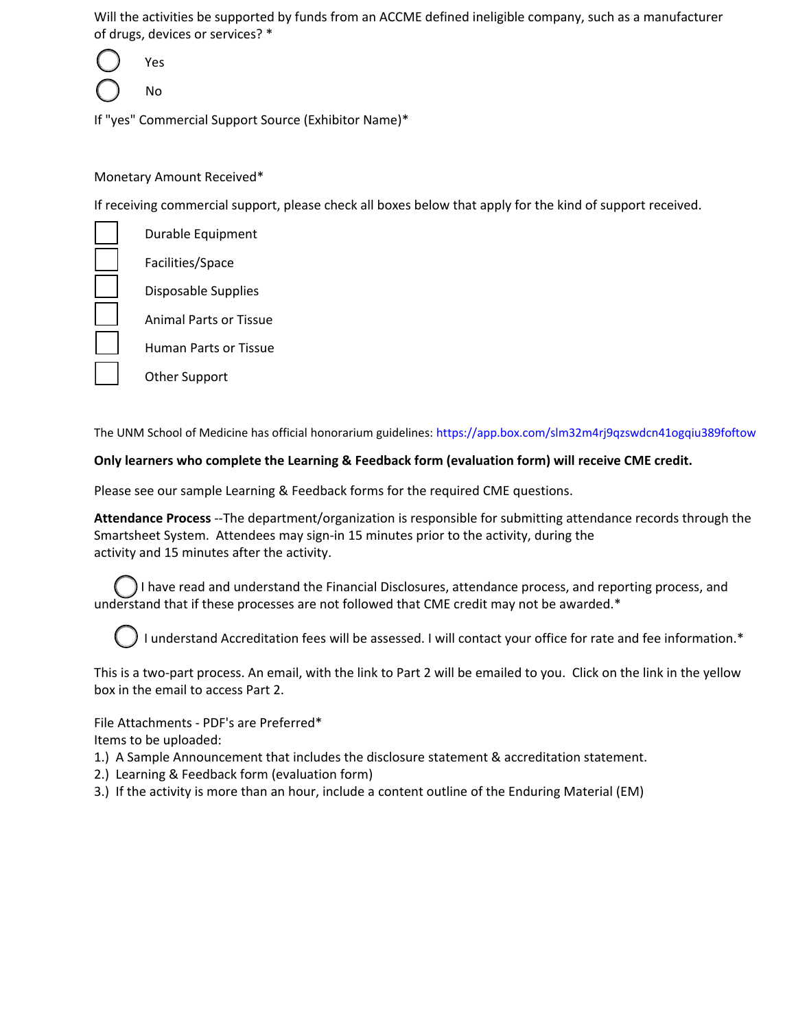Will the activities be supported by funds from an ACCME defined ineligible company, such as a manufacturer of drugs, devices or services? *

- ◯ Yes
- ◯ No

If "yes" Commercial Support Source (Exhibitor Name)*

Monetary Amount Received*

If receiving commercial support, please check all boxes below that apply for the kind of support received.

- [ ] Durable Equipment
- [ ] Facilities/Space
- [ ] Disposable Supplies
- [ ] Animal Parts or Tissue
- [ ] Human Parts or Tissue
- [ ] Other Support

The UNM School of Medicine has official honorarium guidelines: https://app.box.com/slm32m4rj9qzswdcn41ogqiu389foftow

**Only learners who complete the Learning & Feedback form (evaluation form) will receive CME credit.**

Please see our sample Learning & Feedback forms for the required CME questions.

**Attendance Process** --The department/organization is responsible for submitting attendance records through the Smartsheet System. Attendees may sign-in 15 minutes prior to the activity, during the activity and 15 minutes after the activity.

◯ I have read and understand the Financial Disclosures, attendance process, and reporting process, and understand that if these processes are not followed that CME credit may not be awarded.*

◯ I understand Accreditation fees will be assessed. I will contact your office for rate and fee information.*

This is a two-part process. An email, with the link to Part 2 will be emailed to you. Click on the link in the yellow box in the email to access Part 2.

File Attachments - PDF's are Preferred*
Items to be uploaded:
1.) A Sample Announcement that includes the disclosure statement & accreditation statement.
2.) Learning & Feedback form (evaluation form)
3.) If the activity is more than an hour, include a content outline of the Enduring Material (EM)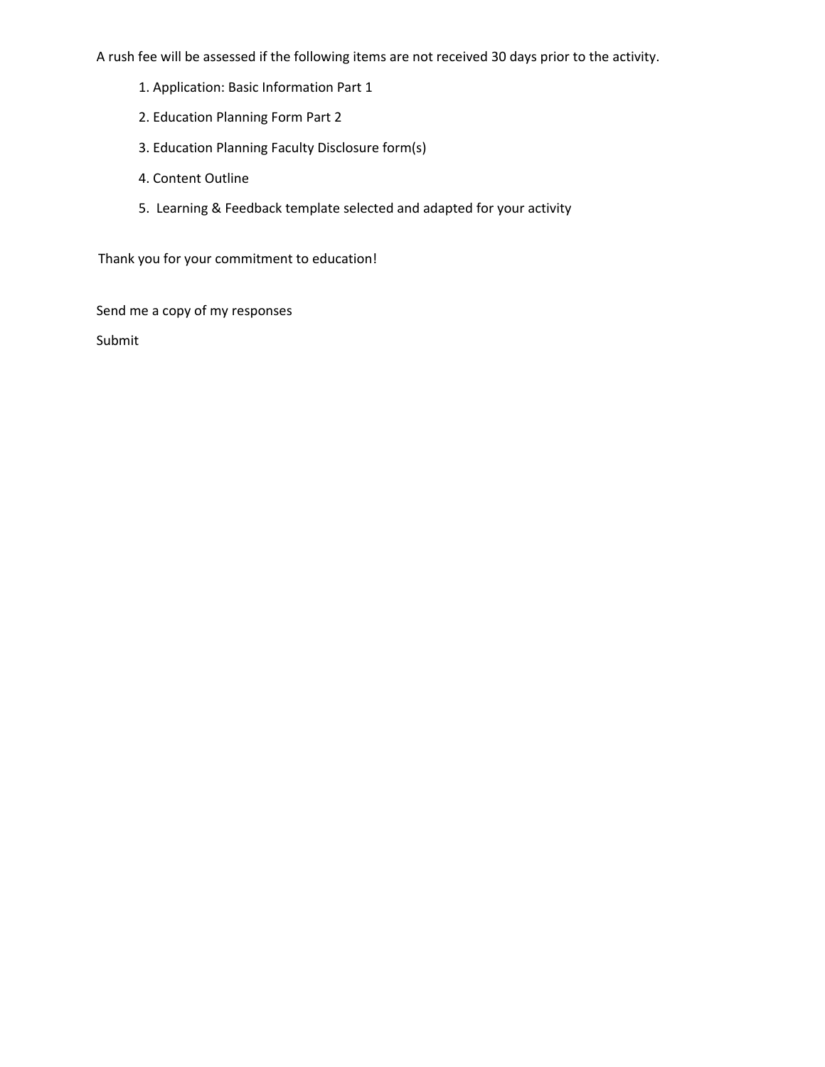A rush fee will be assessed if the following items are not received 30 days prior to the activity.

1. Application: Basic Information Part 1
2. Education Planning Form Part 2
3. Education Planning Faculty Disclosure form(s)
4. Content Outline
5. Learning & Feedback template selected and adapted for your activity

Thank you for your commitment to education!

Send me a copy of my responses

Submit